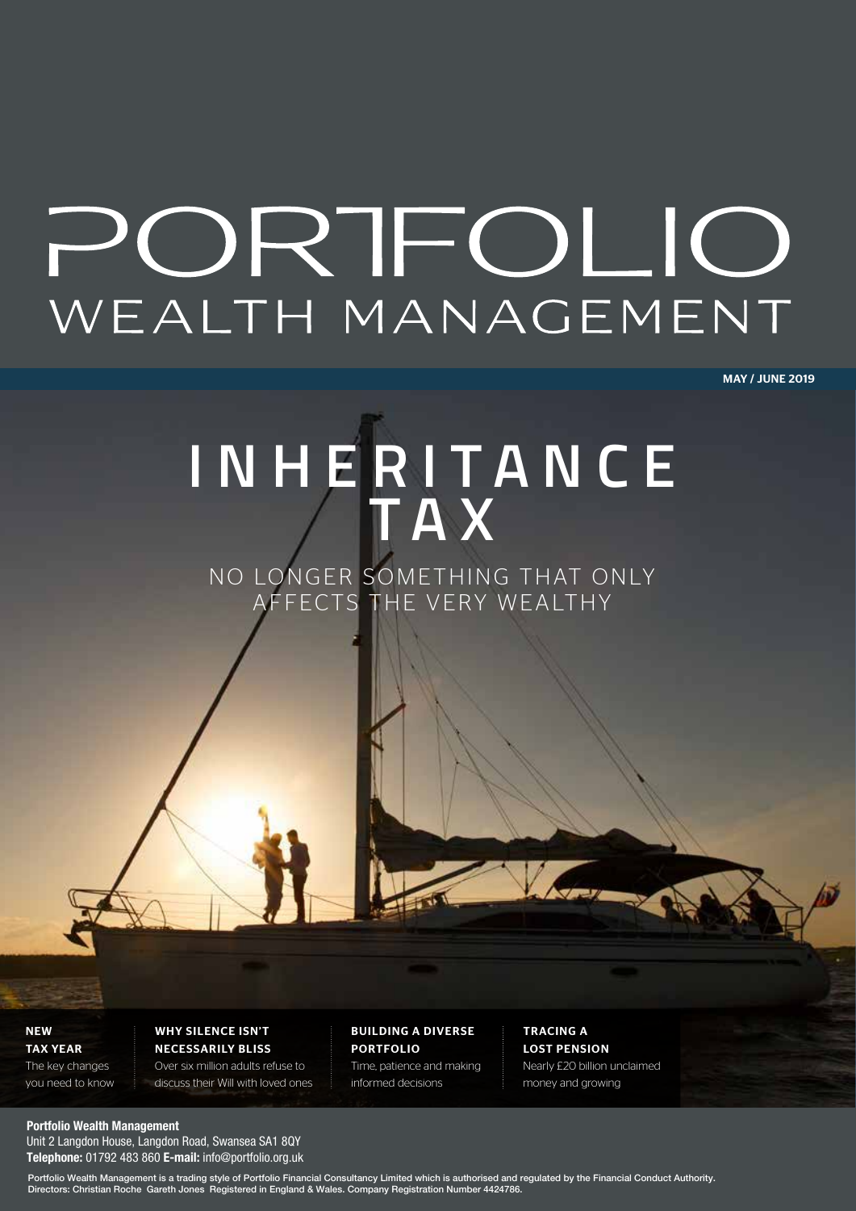# PORTFOLIO WEALTH MANAGEMENT

MAY / JUNE 2019

# INHERITANCE TAX

NO LONGER SOMETHING THAT ONLY AFFECTS THE VERY WEALTHY

**NEW TAX YEAR**
The key changes you need to know

**WHY SILENCE ISN'T NECESSARILY BLISS**
Over six million adults refuse to discuss their Will with loved ones

**BUILDING A DIVERSE PORTFOLIO**
Time, patience and making informed decisions

**TRACING A LOST PENSION**
Nearly £20 billion unclaimed money and growing

**Portfolio Wealth Management**
Unit 2 Langdon House, Langdon Road, Swansea SA1 8QY
**Telephone:** 01792 483 860 **E-mail:** info@portfolio.org.uk

Portfolio Wealth Management is a trading style of Portfolio Financial Consultancy Limited which is authorised and regulated by the Financial Conduct Authority.
Directors: Christian Roche Gareth Jones Registered in England & Wales. Company Registration Number 4424786.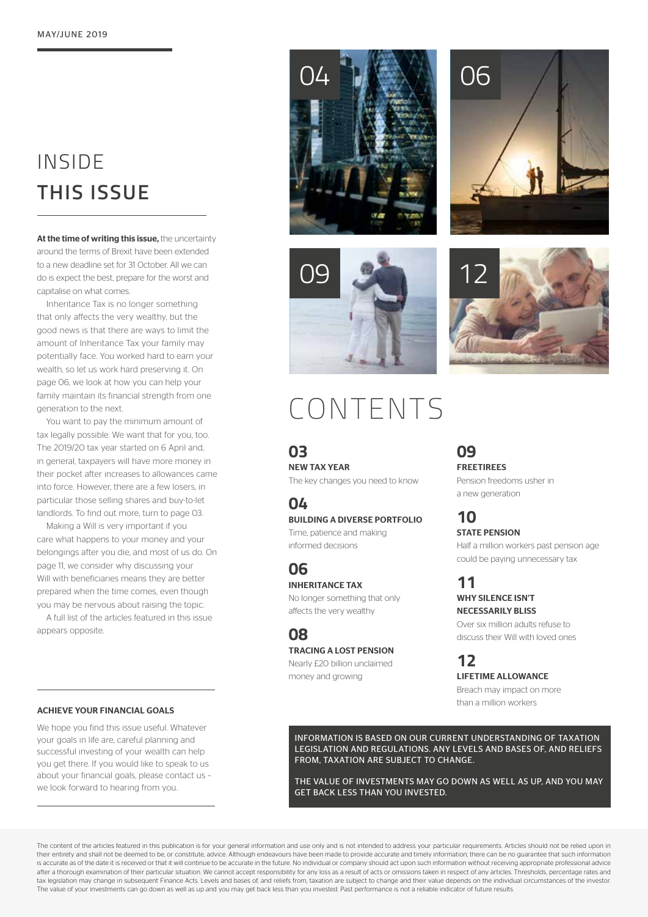MAY/JUNE 2019

# INSIDE THIS ISSUE

**At the time of writing this issue,** the uncertainty around the terms of Brexit have been extended to a new deadline set for 31 October. All we can do is expect the best, prepare for the worst and capitalise on what comes.

Inheritance Tax is no longer something that only affects the very wealthy, but the good news is that there are ways to limit the amount of Inheritance Tax your family may potentially face. You worked hard to earn your wealth, so let us work hard preserving it. On page 06, we look at how you can help your family maintain its financial strength from one generation to the next.

You want to pay the minimum amount of tax legally possible. We want that for you, too. The 2019/20 tax year started on 6 April and, in general, taxpayers will have more money in their pocket after increases to allowances came into force. However, there are a few losers, in particular those selling shares and buy-to-let landlords. To find out more, turn to page 03.

Making a Will is very important if you care what happens to your money and your belongings after you die, and most of us do. On page 11, we consider why discussing your Will with beneficiaries means they are better prepared when the time comes, even though you may be nervous about raising the topic.

A full list of the articles featured in this issue appears opposite.

### ACHIEVE YOUR FINANCIAL GOALS

We hope you find this issue useful. Whatever your goals in life are, careful planning and successful investing of your wealth can help you get there. If you would like to speak to us about your financial goals, please contact us – we look forward to hearing from you.

04

06

09

12

# CONTENTS

**03**
**NEW TAX YEAR**
The key changes you need to know

**04**
**BUILDING A DIVERSE PORTFOLIO**
Time, patience and making informed decisions

**06**
**INHERITANCE TAX**
No longer something that only affects the very wealthy

**08**
**TRACING A LOST PENSION**
Nearly £20 billion unclaimed money and growing

**09**
**FREETIREES**
Pension freedoms usher in a new generation

**10**
**STATE PENSION**
Half a million workers past pension age could be paying unnecessary tax

**11**
**WHY SILENCE ISN'T NECESSARILY BLISS**
Over six million adults refuse to discuss their Will with loved ones

**12**
**LIFETIME ALLOWANCE**
Breach may impact on more than a million workers

INFORMATION IS BASED ON OUR CURRENT UNDERSTANDING OF TAXATION LEGISLATION AND REGULATIONS. ANY LEVELS AND BASES OF, AND RELIEFS FROM, TAXATION ARE SUBJECT TO CHANGE.

THE VALUE OF INVESTMENTS MAY GO DOWN AS WELL AS UP, AND YOU MAY GET BACK LESS THAN YOU INVESTED.

The content of the articles featured in this publication is for your general information and use only and is not intended to address your particular requirements. Articles should not be relied upon in their entirety and shall not be deemed to be, or constitute, advice. Although endeavours have been made to provide accurate and timely information, there can be no guarantee that such information is accurate as of the date it is received or that it will continue to be accurate in the future. No individual or company should act upon such information without receiving appropriate professional advice after a thorough examination of their particular situation. We cannot accept responsibility for any loss as a result of acts or omissions taken in respect of any articles. Thresholds, percentage rates and tax legislation may change in subsequent Finance Acts. Levels and bases of, and reliefs from, taxation are subject to change and their value depends on the individual circumstances of the investor. The value of your investments can go down as well as up and you may get back less than you invested. Past performance is not a reliable indicator of future results.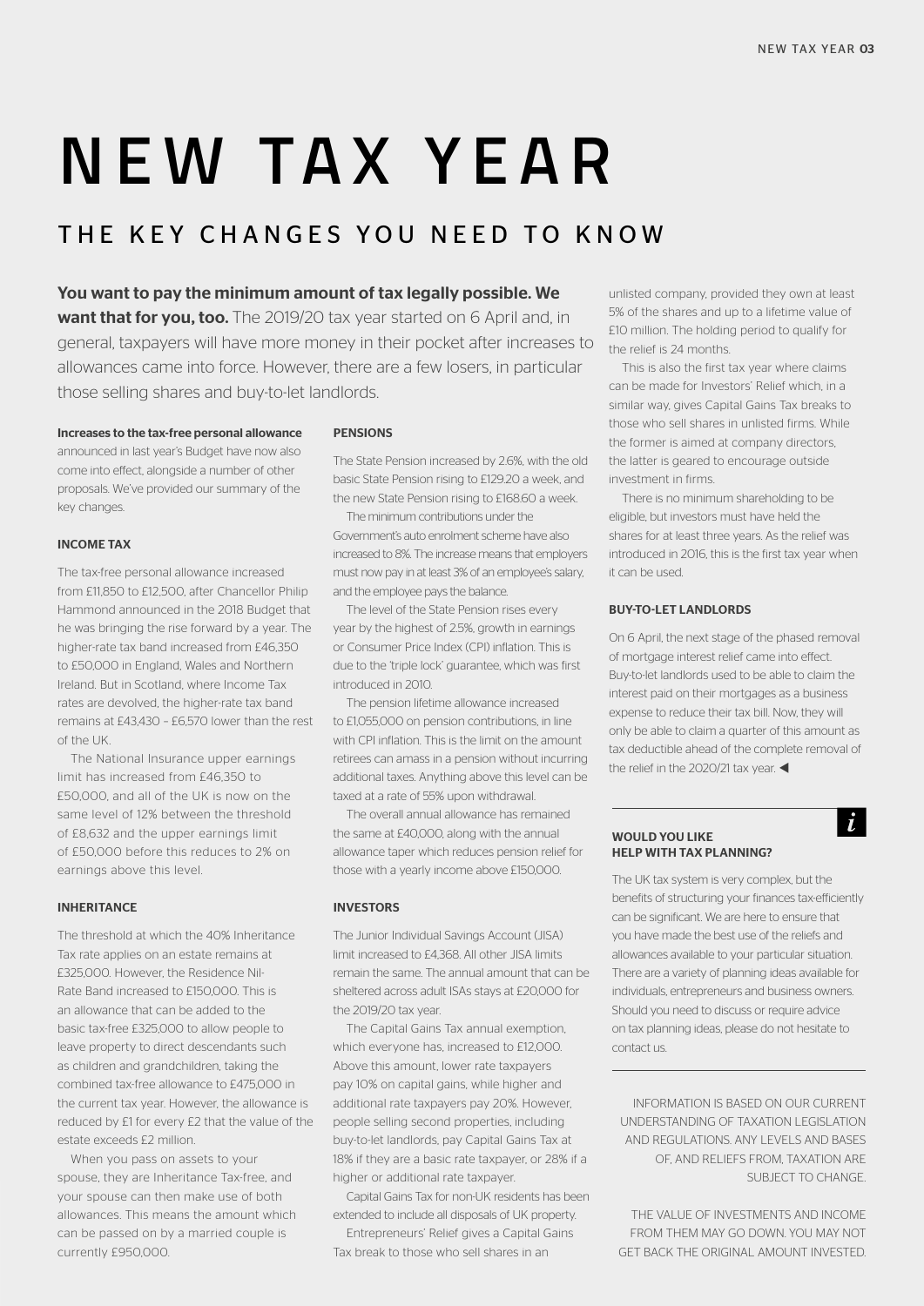# NEW TAX YEAR

## THE KEY CHANGES YOU NEED TO KNOW

**You want to pay the minimum amount of tax legally possible. We want that for you, too.** The 2019/20 tax year started on 6 April and, in general, taxpayers will have more money in their pocket after increases to allowances came into force. However, there are a few losers, in particular those selling shares and buy-to-let landlords.

**Increases to the tax-free personal allowance** announced in last year's Budget have now also come into effect, alongside a number of other proposals. We've provided our summary of the key changes.

### INCOME TAX

The tax-free personal allowance increased from £11,850 to £12,500, after Chancellor Philip Hammond announced in the 2018 Budget that he was bringing the rise forward by a year. The higher-rate tax band increased from £46,350 to £50,000 in England, Wales and Northern Ireland. But in Scotland, where Income Tax rates are devolved, the higher-rate tax band remains at £43,430 – £6,570 lower than the rest of the UK.

The National Insurance upper earnings limit has increased from £46,350 to £50,000, and all of the UK is now on the same level of 12% between the threshold of £8,632 and the upper earnings limit of £50,000 before this reduces to 2% on earnings above this level.

### INHERITANCE

The threshold at which the 40% Inheritance Tax rate applies on an estate remains at £325,000. However, the Residence Nil-Rate Band increased to £150,000. This is an allowance that can be added to the basic tax-free £325,000 to allow people to leave property to direct descendants such as children and grandchildren, taking the combined tax-free allowance to £475,000 in the current tax year. However, the allowance is reduced by £1 for every £2 that the value of the estate exceeds £2 million.

When you pass on assets to your spouse, they are Inheritance Tax-free, and your spouse can then make use of both allowances. This means the amount which can be passed on by a married couple is currently £950,000.

### PENSIONS

The State Pension increased by 2.6%, with the old basic State Pension rising to £129.20 a week, and the new State Pension rising to £168.60 a week.

The minimum contributions under the Government's auto enrolment scheme have also increased to 8%. The increase means that employers must now pay in at least 3% of an employee's salary, and the employee pays the balance.

The level of the State Pension rises every year by the highest of 2.5%, growth in earnings or Consumer Price Index (CPI) inflation. This is due to the 'triple lock' guarantee, which was first introduced in 2010.

The pension lifetime allowance increased to £1,055,000 on pension contributions, in line with CPI inflation. This is the limit on the amount retirees can amass in a pension without incurring additional taxes. Anything above this level can be taxed at a rate of 55% upon withdrawal.

The overall annual allowance has remained the same at £40,000, along with the annual allowance taper which reduces pension relief for those with a yearly income above £150,000.

### INVESTORS

The Junior Individual Savings Account (JISA) limit increased to £4,368. All other JISA limits remain the same. The annual amount that can be sheltered across adult ISAs stays at £20,000 for the 2019/20 tax year.

The Capital Gains Tax annual exemption, which everyone has, increased to £12,000. Above this amount, lower rate taxpayers pay 10% on capital gains, while higher and additional rate taxpayers pay 20%. However, people selling second properties, including buy-to-let landlords, pay Capital Gains Tax at 18% if they are a basic rate taxpayer, or 28% if a higher or additional rate taxpayer.

Capital Gains Tax for non-UK residents has been extended to include all disposals of UK property.

Entrepreneurs' Relief gives a Capital Gains Tax break to those who sell shares in an unlisted company, provided they own at least 5% of the shares and up to a lifetime value of £10 million. The holding period to qualify for the relief is 24 months.

This is also the first tax year where claims can be made for Investors' Relief which, in a similar way, gives Capital Gains Tax breaks to those who sell shares in unlisted firms. While the former is aimed at company directors, the latter is geared to encourage outside investment in firms.

There is no minimum shareholding to be eligible, but investors must have held the shares for at least three years. As the relief was introduced in 2016, this is the first tax year when it can be used.

### BUY-TO-LET LANDLORDS

On 6 April, the next stage of the phased removal of mortgage interest relief came into effect. Buy-to-let landlords used to be able to claim the interest paid on their mortgages as a business expense to reduce their tax bill. Now, they will only be able to claim a quarter of this amount as tax deductible ahead of the complete removal of the relief in the 2020/21 tax year. ◀

### WOULD YOU LIKE HELP WITH TAX PLANNING?

The UK tax system is very complex, but the benefits of structuring your finances tax-efficiently can be significant. We are here to ensure that you have made the best use of the reliefs and allowances available to your particular situation. There are a variety of planning ideas available for individuals, entrepreneurs and business owners. Should you need to discuss or require advice on tax planning ideas, please do not hesitate to contact us.

INFORMATION IS BASED ON OUR CURRENT UNDERSTANDING OF TAXATION LEGISLATION AND REGULATIONS. ANY LEVELS AND BASES OF, AND RELIEFS FROM, TAXATION ARE SUBJECT TO CHANGE.

THE VALUE OF INVESTMENTS AND INCOME FROM THEM MAY GO DOWN. YOU MAY NOT GET BACK THE ORIGINAL AMOUNT INVESTED.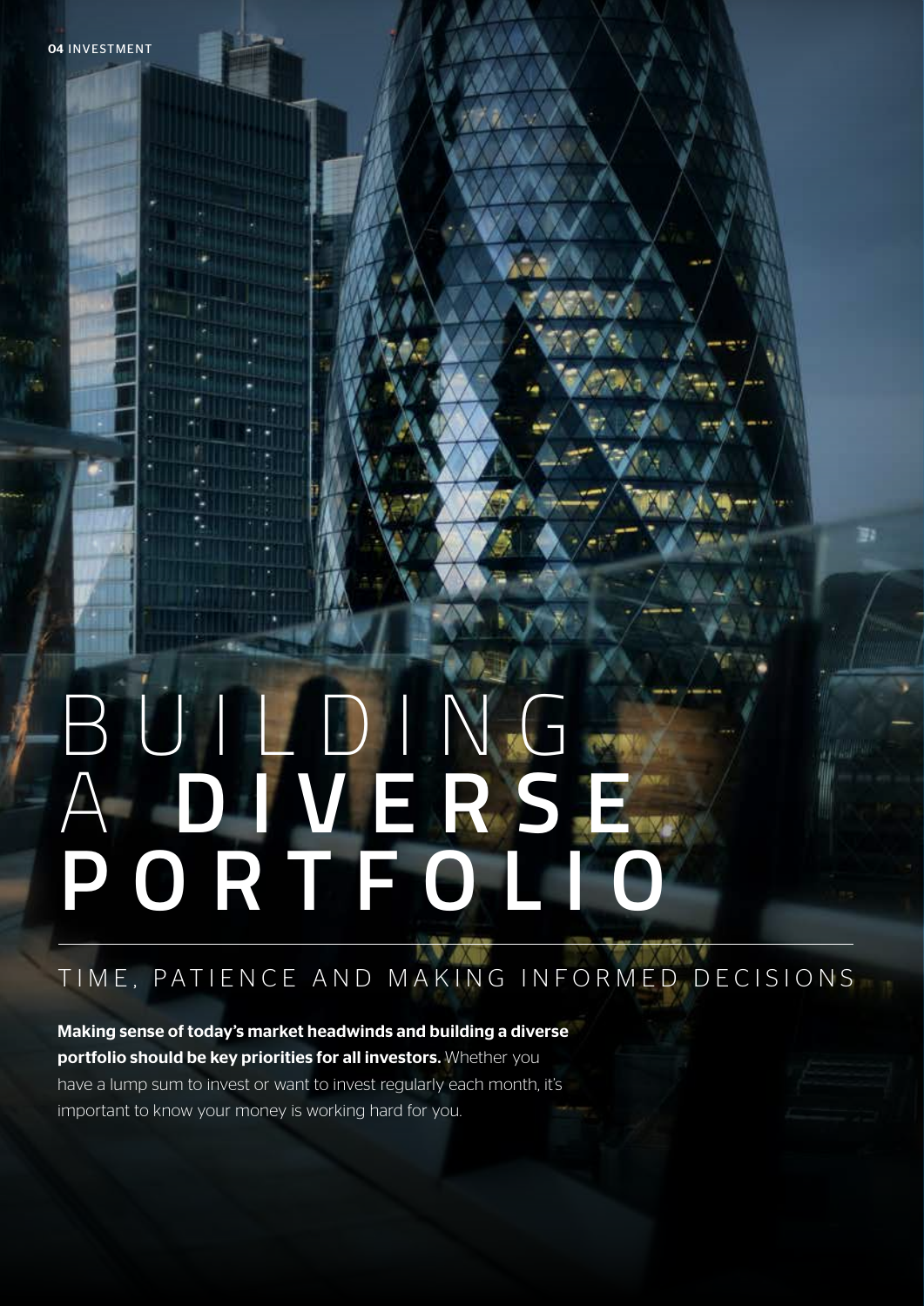# BUILDING A DIVERSE PORTFOLIO

## TIME, PATIENCE AND MAKING INFORMED DECISIONS

**Making sense of today's market headwinds and building a diverse portfolio should be key priorities for all investors.** Whether you have a lump sum to invest or want to invest regularly each month, it's important to know your money is working hard for you.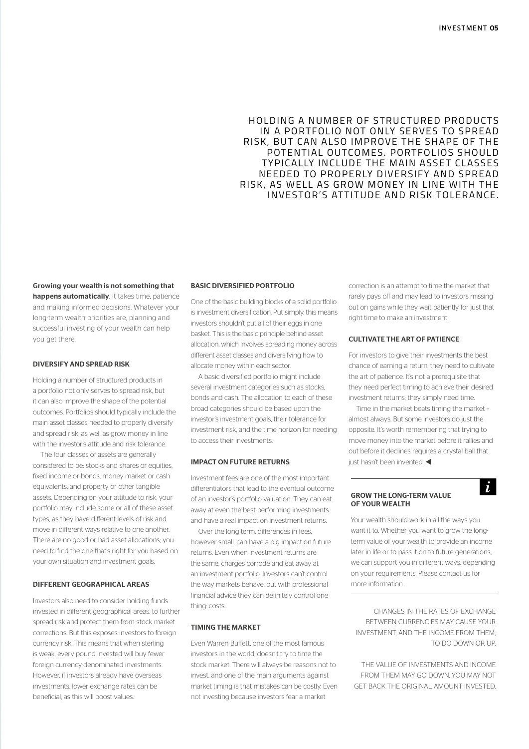HOLDING A NUMBER OF STRUCTURED PRODUCTS IN A PORTFOLIO NOT ONLY SERVES TO SPREAD RISK, BUT CAN ALSO IMPROVE THE SHAPE OF THE POTENTIAL OUTCOMES. PORTFOLIOS SHOULD TYPICALLY INCLUDE THE MAIN ASSET CLASSES NEEDED TO PROPERLY DIVERSIFY AND SPREAD RISK, AS WELL AS GROW MONEY IN LINE WITH THE INVESTOR'S ATTITUDE AND RISK TOLERANCE.

**Growing your wealth is not something that happens automatically**. It takes time, patience and making informed decisions. Whatever your long-term wealth priorities are, planning and successful investing of your wealth can help you get there.

### DIVERSIFY AND SPREAD RISK

Holding a number of structured products in a portfolio not only serves to spread risk, but it can also improve the shape of the potential outcomes. Portfolios should typically include the main asset classes needed to properly diversify and spread risk, as well as grow money in line with the investor's attitude and risk tolerance.

The four classes of assets are generally considered to be: stocks and shares or equities, fixed income or bonds, money market or cash equivalents, and property or other tangible assets. Depending on your attitude to risk, your portfolio may include some or all of these asset types, as they have different levels of risk and move in different ways relative to one another. There are no good or bad asset allocations; you need to find the one that's right for you based on your own situation and investment goals.

### DIFFERENT GEOGRAPHICAL AREAS

Investors also need to consider holding funds invested in different geographical areas, to further spread risk and protect them from stock market corrections. But this exposes investors to foreign currency risk. This means that when sterling is weak, every pound invested will buy fewer foreign currency-denominated investments. However, if investors already have overseas investments, lower exchange rates can be beneficial, as this will boost values.

### BASIC DIVERSIFIED PORTFOLIO

One of the basic building blocks of a solid portfolio is investment diversification. Put simply, this means investors shouldn't put all of their eggs in one basket. This is the basic principle behind asset allocation, which involves spreading money across different asset classes and diversifying how to allocate money within each sector.

A basic diversified portfolio might include several investment categories such as stocks, bonds and cash. The allocation to each of these broad categories should be based upon the investor's investment goals, their tolerance for investment risk, and the time horizon for needing to access their investments.

### IMPACT ON FUTURE RETURNS

Investment fees are one of the most important differentiators that lead to the eventual outcome of an investor's portfolio valuation. They can eat away at even the best-performing investments and have a real impact on investment returns.

Over the long term, differences in fees, however small, can have a big impact on future returns. Even when investment returns are the same, charges corrode and eat away at an investment portfolio. Investors can't control the way markets behave, but with professional financial advice they can definitely control one thing: costs.

### TIMING THE MARKET

Even Warren Buffett, one of the most famous investors in the world, doesn't try to time the stock market. There will always be reasons not to invest, and one of the main arguments against market timing is that mistakes can be costly. Even not investing because investors fear a market correction is an attempt to time the market that rarely pays off and may lead to investors missing out on gains while they wait patiently for just that right time to make an investment.

### CULTIVATE THE ART OF PATIENCE

For investors to give their investments the best chance of earning a return, they need to cultivate the art of patience. It's not a prerequisite that they need perfect timing to achieve their desired investment returns; they simply need time.

Time in the market beats timing the market – almost always. But some investors do just the opposite. It's worth remembering that trying to move money into the market before it rallies and out before it declines requires a crystal ball that just hasn't been invented. ◀

### GROW THE LONG-TERM VALUE OF YOUR WEALTH

Your wealth should work in all the ways you want it to. Whether you want to grow the long-term value of your wealth to provide an income later in life or to pass it on to future generations, we can support you in different ways, depending on your requirements. Please contact us for more information.

CHANGES IN THE RATES OF EXCHANGE BETWEEN CURRENCIES MAY CAUSE YOUR INVESTMENT, AND THE INCOME FROM THEM, TO DO DOWN OR UP.

THE VALUE OF INVESTMENTS AND INCOME FROM THEM MAY GO DOWN. YOU MAY NOT GET BACK THE ORIGINAL AMOUNT INVESTED.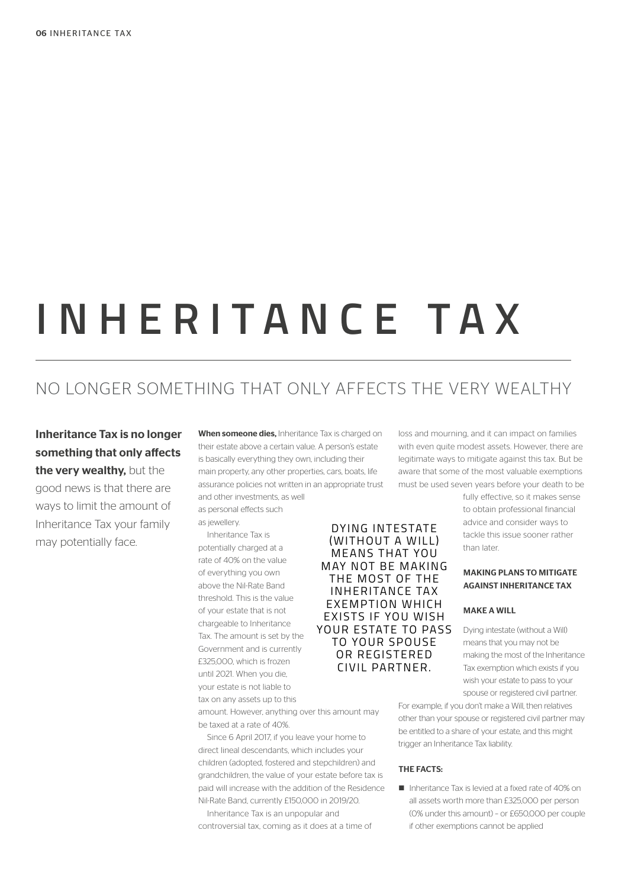# INHERITANCE TAX

## NO LONGER SOMETHING THAT ONLY AFFECTS THE VERY WEALTHY

**Inheritance Tax is no longer something that only affects the very wealthy,** but the good news is that there are ways to limit the amount of Inheritance Tax your family may potentially face.

**When someone dies,** Inheritance Tax is charged on their estate above a certain value. A person's estate is basically everything they own, including their main property, any other properties, cars, boats, life assurance policies not written in an appropriate trust and other investments, as well as personal effects such as jewellery.

Inheritance Tax is potentially charged at a rate of 40% on the value of everything you own above the Nil-Rate Band threshold. This is the value of your estate that is not chargeable to Inheritance Tax. The amount is set by the Government and is currently £325,000, which is frozen until 2021. When you die, your estate is not liable to tax on any assets up to this amount. However, anything over this amount may be taxed at a rate of 40%.

Since 6 April 2017, if you leave your home to direct lineal descendants, which includes your children (adopted, fostered and stepchildren) and grandchildren, the value of your estate before tax is paid will increase with the addition of the Residence Nil-Rate Band, currently £150,000 in 2019/20.

Inheritance Tax is an unpopular and controversial tax, coming as it does at a time of loss and mourning, and it can impact on families with even quite modest assets. However, there are legitimate ways to mitigate against this tax. But be aware that some of the most valuable exemptions must be used seven years before your death to be fully effective, so it makes sense to obtain professional financial advice and consider ways to tackle this issue sooner rather than later.

> DYING INTESTATE (WITHOUT A WILL) MEANS THAT YOU MAY NOT BE MAKING THE MOST OF THE INHERITANCE TAX EXEMPTION WHICH EXISTS IF YOU WISH YOUR ESTATE TO PASS TO YOUR SPOUSE OR REGISTERED CIVIL PARTNER.

### MAKING PLANS TO MITIGATE AGAINST INHERITANCE TAX

#### MAKE A WILL

Dying intestate (without a Will) means that you may not be making the most of the Inheritance Tax exemption which exists if you wish your estate to pass to your spouse or registered civil partner.

For example, if you don't make a Will, then relatives other than your spouse or registered civil partner may be entitled to a share of your estate, and this might trigger an Inheritance Tax liability.

#### THE FACTS:

- Inheritance Tax is levied at a fixed rate of 40% on all assets worth more than £325,000 per person (0% under this amount) – or £650,000 per couple if other exemptions cannot be applied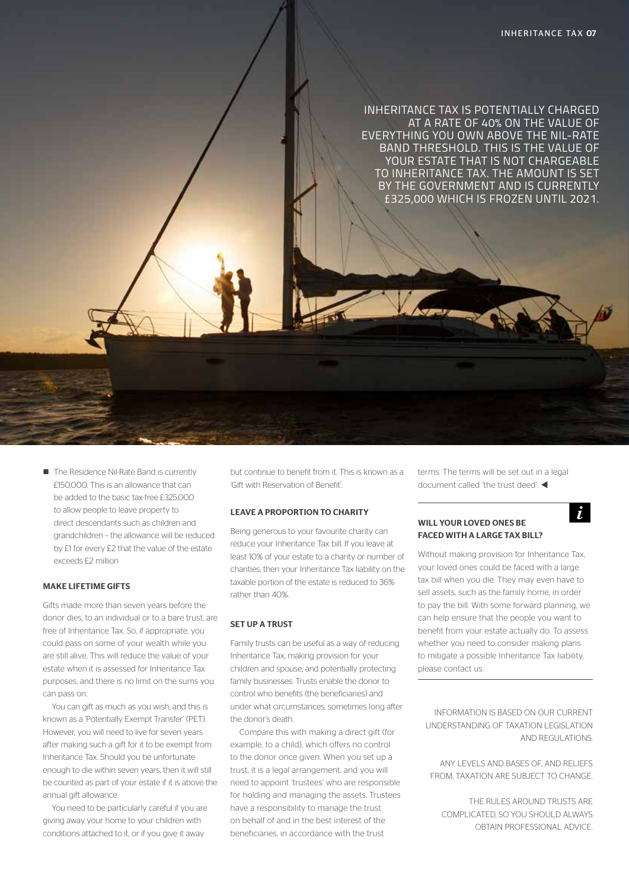INHERITANCE TAX IS POTENTIALLY CHARGED AT A RATE OF 40% ON THE VALUE OF EVERYTHING YOU OWN ABOVE THE NIL-RATE BAND THRESHOLD. THIS IS THE VALUE OF YOUR ESTATE THAT IS NOT CHARGEABLE TO INHERITANCE TAX. THE AMOUNT IS SET BY THE GOVERNMENT AND IS CURRENTLY £325,000 WHICH IS FROZEN UNTIL 2021.

- The Residence Nil-Rate Band is currently £150,000. This is an allowance that can be added to the basic tax-free £325,000 to allow people to leave property to direct descendants such as children and grandchildren – the allowance will be reduced by £1 for every £2 that the value of the estate exceeds £2 million

### MAKE LIFETIME GIFTS

Gifts made more than seven years before the donor dies, to an individual or to a bare trust, are free of Inheritance Tax. So, if appropriate, you could pass on some of your wealth while you are still alive. This will reduce the value of your estate when it is assessed for Inheritance Tax purposes, and there is no limit on the sums you can pass on.

You can gift as much as you wish, and this is known as a 'Potentially Exempt Transfer' (PET). However, you will need to live for seven years after making such a gift for it to be exempt from Inheritance Tax. Should you be unfortunate enough to die within seven years, then it will still be counted as part of your estate if it is above the annual gift allowance.

You need to be particularly careful if you are giving away your home to your children with conditions attached to it, or if you give it away but continue to benefit from it. This is known as a 'Gift with Reservation of Benefit'.

### LEAVE A PROPORTION TO CHARITY

Being generous to your favourite charity can reduce your Inheritance Tax bill. If you leave at least 10% of your estate to a charity or number of charities, then your Inheritance Tax liability on the taxable portion of the estate is reduced to 36% rather than 40%.

### SET UP A TRUST

Family trusts can be useful as a way of reducing Inheritance Tax, making provision for your children and spouse, and potentially protecting family businesses. Trusts enable the donor to control who benefits (the beneficiaries) and under what circumstances, sometimes long after the donor's death.

Compare this with making a direct gift (for example, to a child), which offers no control to the donor once given. When you set up a trust, it is a legal arrangement, and you will need to appoint 'trustees' who are responsible for holding and managing the assets. Trustees have a responsibility to manage the trust on behalf of and in the best interest of the beneficiaries, in accordance with the trust terms. The terms will be set out in a legal document called 'the trust deed'. ◀

### WILL YOUR LOVED ONES BE FACED WITH A LARGE TAX BILL?

Without making provision for Inheritance Tax, your loved ones could be faced with a large tax bill when you die. They may even have to sell assets, such as the family home, in order to pay the bill. With some forward planning, we can help ensure that the people you want to benefit from your estate actually do. To assess whether you need to consider making plans to mitigate a possible Inheritance Tax liability, please contact us.

INFORMATION IS BASED ON OUR CURRENT UNDERSTANDING OF TAXATION LEGISLATION AND REGULATIONS.

ANY LEVELS AND BASES OF, AND RELIEFS FROM, TAXATION ARE SUBJECT TO CHANGE.

THE RULES AROUND TRUSTS ARE COMPLICATED, SO YOU SHOULD ALWAYS OBTAIN PROFESSIONAL ADVICE.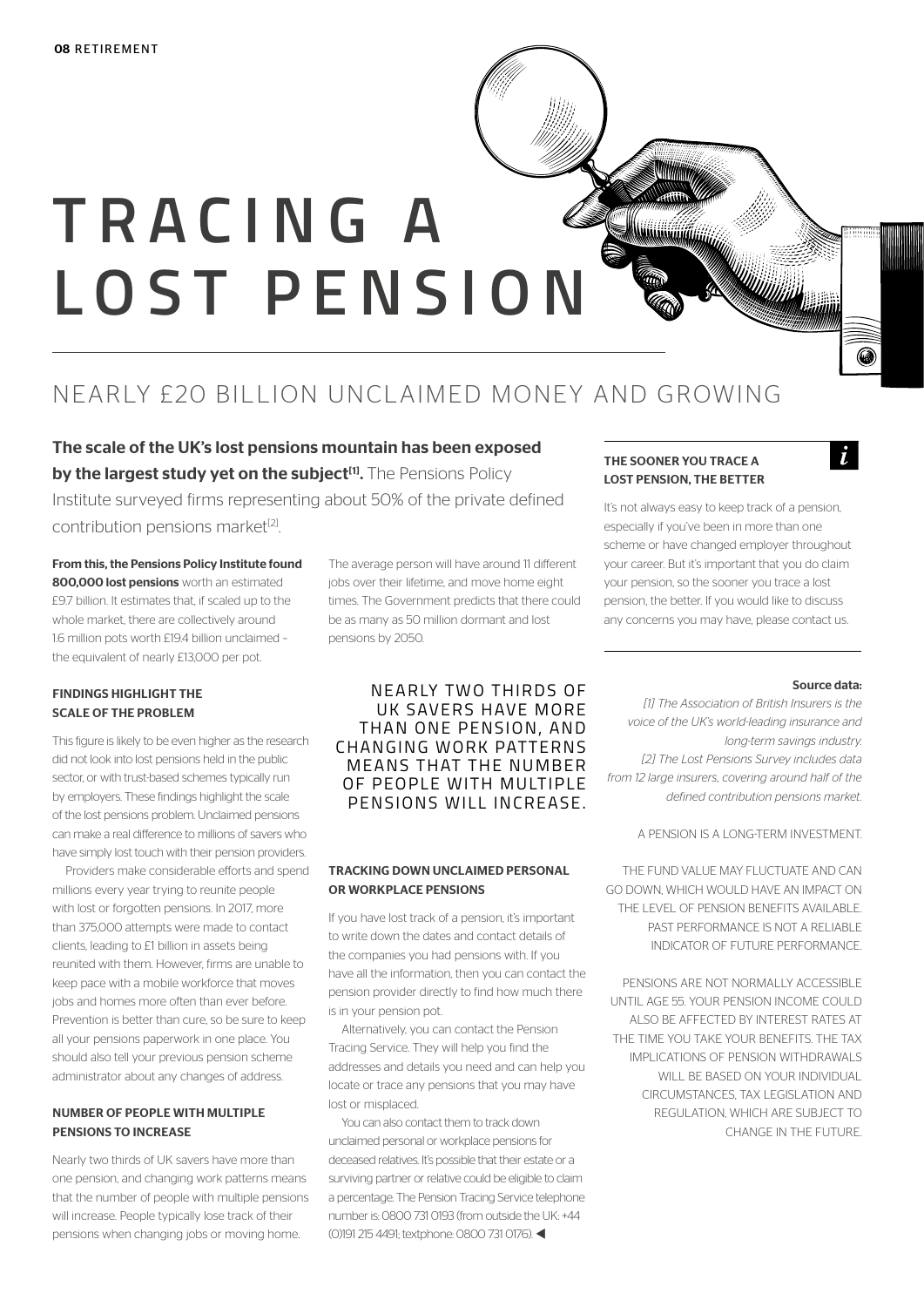# TRACING A LOST PENSION

## NEARLY £20 BILLION UNCLAIMED MONEY AND GROWING

**The scale of the UK's lost pensions mountain has been exposed by the largest study yet on the subject[1].** The Pensions Policy Institute surveyed firms representing about 50% of the private defined contribution pensions market[2].

**From this, the Pensions Policy Institute found 800,000 lost pensions** worth an estimated £9.7 billion. It estimates that, if scaled up to the whole market, there are collectively around 1.6 million pots worth £19.4 billion unclaimed – the equivalent of nearly £13,000 per pot.

### FINDINGS HIGHLIGHT THE SCALE OF THE PROBLEM

This figure is likely to be even higher as the research did not look into lost pensions held in the public sector, or with trust-based schemes typically run by employers. These findings highlight the scale of the lost pensions problem. Unclaimed pensions can make a real difference to millions of savers who have simply lost touch with their pension providers.

Providers make considerable efforts and spend millions every year trying to reunite people with lost or forgotten pensions. In 2017, more than 375,000 attempts were made to contact clients, leading to £1 billion in assets being reunited with them. However, firms are unable to keep pace with a mobile workforce that moves jobs and homes more often than ever before. Prevention is better than cure, so be sure to keep all your pensions paperwork in one place. You should also tell your previous pension scheme administrator about any changes of address.

### NUMBER OF PEOPLE WITH MULTIPLE PENSIONS TO INCREASE

Nearly two thirds of UK savers have more than one pension, and changing work patterns means that the number of people with multiple pensions will increase. People typically lose track of their pensions when changing jobs or moving home.

The average person will have around 11 different jobs over their lifetime, and move home eight times. The Government predicts that there could be as many as 50 million dormant and lost pensions by 2050.

> NEARLY TWO THIRDS OF UK SAVERS HAVE MORE THAN ONE PENSION, AND CHANGING WORK PATTERNS MEANS THAT THE NUMBER OF PEOPLE WITH MULTIPLE PENSIONS WILL INCREASE.

### TRACKING DOWN UNCLAIMED PERSONAL OR WORKPLACE PENSIONS

If you have lost track of a pension, it's important to write down the dates and contact details of the companies you had pensions with. If you have all the information, then you can contact the pension provider directly to find how much there is in your pension pot.

Alternatively, you can contact the Pension Tracing Service. They will help you find the addresses and details you need and can help you locate or trace any pensions that you may have lost or misplaced.

You can also contact them to track down unclaimed personal or workplace pensions for deceased relatives. It's possible that their estate or a surviving partner or relative could be eligible to claim a percentage. The Pension Tracing Service telephone number is: 0800 731 0193 (from outside the UK: +44 (0)191 215 4491; textphone: 0800 731 0176). ◀

### THE SOONER YOU TRACE A LOST PENSION, THE BETTER

It's not always easy to keep track of a pension, especially if you've been in more than one scheme or have changed employer throughout your career. But it's important that you do claim your pension, so the sooner you trace a lost pension, the better. If you would like to discuss any concerns you may have, please contact us.

**Source data:**

*[1] The Association of British Insurers is the voice of the UK's world-leading insurance and long-term savings industry.*

*[2] The Lost Pensions Survey includes data from 12 large insurers, covering around half of the defined contribution pensions market.*

A PENSION IS A LONG-TERM INVESTMENT.

THE FUND VALUE MAY FLUCTUATE AND CAN GO DOWN, WHICH WOULD HAVE AN IMPACT ON THE LEVEL OF PENSION BENEFITS AVAILABLE. PAST PERFORMANCE IS NOT A RELIABLE INDICATOR OF FUTURE PERFORMANCE.

PENSIONS ARE NOT NORMALLY ACCESSIBLE UNTIL AGE 55. YOUR PENSION INCOME COULD ALSO BE AFFECTED BY INTEREST RATES AT THE TIME YOU TAKE YOUR BENEFITS. THE TAX IMPLICATIONS OF PENSION WITHDRAWALS WILL BE BASED ON YOUR INDIVIDUAL CIRCUMSTANCES, TAX LEGISLATION AND REGULATION, WHICH ARE SUBJECT TO CHANGE IN THE FUTURE.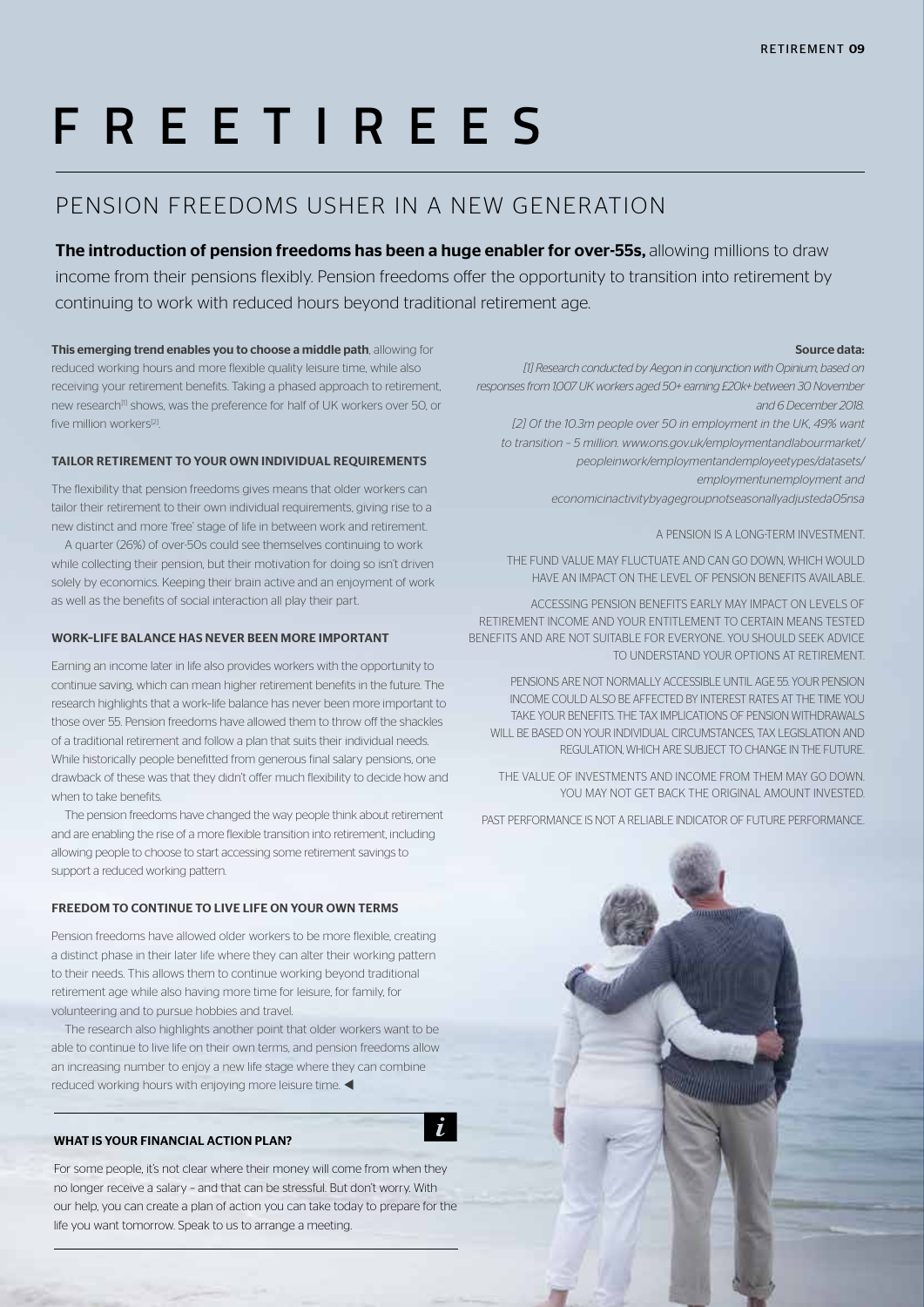# FREETIREES

## PENSION FREEDOMS USHER IN A NEW GENERATION

**The introduction of pension freedoms has been a huge enabler for over-55s,** allowing millions to draw income from their pensions flexibly. Pension freedoms offer the opportunity to transition into retirement by continuing to work with reduced hours beyond traditional retirement age.

**This emerging trend enables you to choose a middle path**, allowing for reduced working hours and more flexible quality leisure time, while also receiving your retirement benefits. Taking a phased approach to retirement, new research[1] shows, was the preference for half of UK workers over 50, or five million workers[2].

### TAILOR RETIREMENT TO YOUR OWN INDIVIDUAL REQUIREMENTS

The flexibility that pension freedoms gives means that older workers can tailor their retirement to their own individual requirements, giving rise to a new distinct and more 'free' stage of life in between work and retirement.

A quarter (26%) of over-50s could see themselves continuing to work while collecting their pension, but their motivation for doing so isn't driven solely by economics. Keeping their brain active and an enjoyment of work as well as the benefits of social interaction all play their part.

### WORK–LIFE BALANCE HAS NEVER BEEN MORE IMPORTANT

Earning an income later in life also provides workers with the opportunity to continue saving, which can mean higher retirement benefits in the future. The research highlights that a work–life balance has never been more important to those over 55. Pension freedoms have allowed them to throw off the shackles of a traditional retirement and follow a plan that suits their individual needs. While historically people benefitted from generous final salary pensions, one drawback of these was that they didn't offer much flexibility to decide how and when to take benefits.

The pension freedoms have changed the way people think about retirement and are enabling the rise of a more flexible transition into retirement, including allowing people to choose to start accessing some retirement savings to support a reduced working pattern.

### FREEDOM TO CONTINUE TO LIVE LIFE ON YOUR OWN TERMS

Pension freedoms have allowed older workers to be more flexible, creating a distinct phase in their later life where they can alter their working pattern to their needs. This allows them to continue working beyond traditional retirement age while also having more time for leisure, for family, for volunteering and to pursue hobbies and travel.

The research also highlights another point that older workers want to be able to continue to live life on their own terms, and pension freedoms allow an increasing number to enjoy a new life stage where they can combine reduced working hours with enjoying more leisure time. ◀

### WHAT IS YOUR FINANCIAL ACTION PLAN?

For some people, it's not clear where their money will come from when they no longer receive a salary – and that can be stressful. But don't worry. With our help, you can create a plan of action you can take today to prepare for the life you want tomorrow. Speak to us to arrange a meeting.

**Source data:**

*[1] Research conducted by Aegon in conjunction with Opinium, based on responses from 1,007 UK workers aged 50+ earning £20k+ between 30 November and 6 December 2018.*

*[2] Of the 10.3m people over 50 in employment in the UK, 49% want to transition – 5 million. www.ons.gov.uk/employmentandlabourmarket/peopleinwork/employmentandemployeetypes/datasets/employmentunemployment and economicinactivitybyagegroupnotseasonallyadjusteda05nsa*

A PENSION IS A LONG-TERM INVESTMENT.

THE FUND VALUE MAY FLUCTUATE AND CAN GO DOWN, WHICH WOULD HAVE AN IMPACT ON THE LEVEL OF PENSION BENEFITS AVAILABLE.

ACCESSING PENSION BENEFITS EARLY MAY IMPACT ON LEVELS OF RETIREMENT INCOME AND YOUR ENTITLEMENT TO CERTAIN MEANS TESTED BENEFITS AND ARE NOT SUITABLE FOR EVERYONE. YOU SHOULD SEEK ADVICE TO UNDERSTAND YOUR OPTIONS AT RETIREMENT.

PENSIONS ARE NOT NORMALLY ACCESSIBLE UNTIL AGE 55. YOUR PENSION INCOME COULD ALSO BE AFFECTED BY INTEREST RATES AT THE TIME YOU TAKE YOUR BENEFITS. THE TAX IMPLICATIONS OF PENSION WITHDRAWALS WILL BE BASED ON YOUR INDIVIDUAL CIRCUMSTANCES, TAX LEGISLATION AND REGULATION, WHICH ARE SUBJECT TO CHANGE IN THE FUTURE.

THE VALUE OF INVESTMENTS AND INCOME FROM THEM MAY GO DOWN. YOU MAY NOT GET BACK THE ORIGINAL AMOUNT INVESTED.

PAST PERFORMANCE IS NOT A RELIABLE INDICATOR OF FUTURE PERFORMANCE.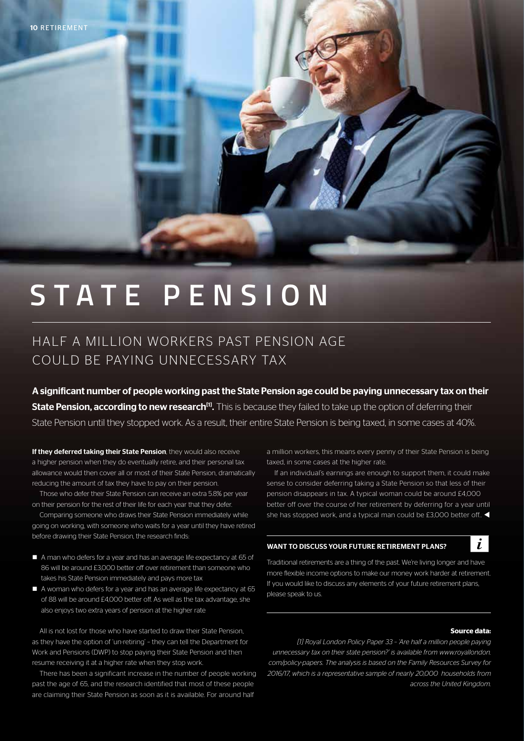# STATE PENSION

## HALF A MILLION WORKERS PAST PENSION AGE COULD BE PAYING UNNECESSARY TAX

**A significant number of people working past the State Pension age could be paying unnecessary tax on their State Pension, according to new research[1].** This is because they failed to take up the option of deferring their State Pension until they stopped work. As a result, their entire State Pension is being taxed, in some cases at 40%.

**If they deferred taking their State Pension**, they would also receive a higher pension when they do eventually retire, and their personal tax allowance would then cover all or most of their State Pension, dramatically reducing the amount of tax they have to pay on their pension.

Those who defer their State Pension can receive an extra 5.8% per year on their pension for the rest of their life for each year that they defer.

Comparing someone who draws their State Pension immediately while going on working, with someone who waits for a year until they have retired before drawing their State Pension, the research finds:

- A man who defers for a year and has an average life expectancy at 65 of 86 will be around £3,000 better off over retirement than someone who takes his State Pension immediately and pays more tax
- A woman who defers for a year and has an average life expectancy at 65 of 88 will be around £4,000 better off. As well as the tax advantage, she also enjoys two extra years of pension at the higher rate

All is not lost for those who have started to draw their State Pension, as they have the option of 'un-retiring' – they can tell the Department for Work and Pensions (DWP) to stop paying their State Pension and then resume receiving it at a higher rate when they stop work.

There has been a significant increase in the number of people working past the age of 65, and the research identified that most of these people are claiming their State Pension as soon as it is available. For around half a million workers, this means every penny of their State Pension is being taxed, in some cases at the higher rate.

If an individual's earnings are enough to support them, it could make sense to consider deferring taking a State Pension so that less of their pension disappears in tax. A typical woman could be around £4,000 better off over the course of her retirement by deferring for a year until she has stopped work, and a typical man could be £3,000 better off. ◀

### WANT TO DISCUSS YOUR FUTURE RETIREMENT PLANS?

Traditional retirements are a thing of the past. We're living longer and have more flexible income options to make our money work harder at retirement. If you would like to discuss any elements of your future retirement plans, please speak to us.

**Source data:**

*[1] Royal London Policy Paper 33 – 'Are half a million people paying unnecessary tax on their state pension?' is available from www.royallondon.com/policy-papers. The analysis is based on the Family Resources Survey for 2016/17, which is a representative sample of nearly 20,000 households from across the United Kingdom.*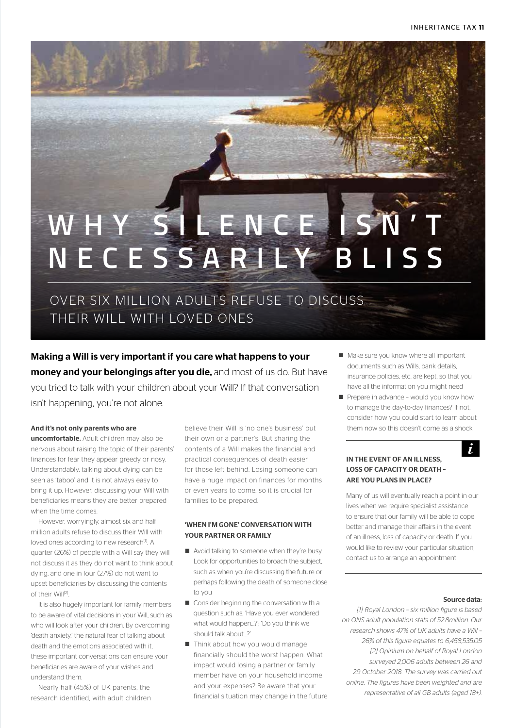# WHY SILENCE ISN'T NECESSARILY BLISS

## OVER SIX MILLION ADULTS REFUSE TO DISCUSS THEIR WILL WITH LOVED ONES

**Making a Will is very important if you care what happens to your money and your belongings after you die,** and most of us do. But have you tried to talk with your children about your Will? If that conversation isn't happening, you're not alone.

**And it's not only parents who are uncomfortable.** Adult children may also be nervous about raising the topic of their parents' finances for fear they appear greedy or nosy. Understandably, talking about dying can be seen as 'taboo' and it is not always easy to bring it up. However, discussing your Will with beneficiaries means they are better prepared when the time comes.

However, worryingly, almost six and half million adults refuse to discuss their Will with loved ones according to new research[1]. A quarter (26%) of people with a Will say they will not discuss it as they do not want to think about dying, and one in four (27%) do not want to upset beneficiaries by discussing the contents of their Will[2].

It is also hugely important for family members to be aware of vital decisions in your Will, such as who will look after your children. By overcoming 'death anxiety,' the natural fear of talking about death and the emotions associated with it, these important conversations can ensure your beneficiaries are aware of your wishes and understand them.

Nearly half (45%) of UK parents, the research identified, with adult children believe their Will is 'no one's business' but their own or a partner's. But sharing the contents of a Will makes the financial and practical consequences of death easier for those left behind. Losing someone can have a huge impact on finances for months or even years to come, so it is crucial for families to be prepared.

### 'WHEN I'M GONE' CONVERSATION WITH YOUR PARTNER OR FAMILY

- Avoid talking to someone when they're busy. Look for opportunities to broach the subject, such as when you're discussing the future or perhaps following the death of someone close to you
- Consider beginning the conversation with a question such as, 'Have you ever wondered what would happen...?'; 'Do you think we should talk about...?'
- Think about how you would manage financially should the worst happen. What impact would losing a partner or family member have on your household income and your expenses? Be aware that your financial situation may change in the future
- Make sure you know where all important documents such as Wills, bank details, insurance policies, etc. are kept, so that you have all the information you might need
- Prepare in advance – would you know how to manage the day-to-day finances? If not, consider how you could start to learn about them now so this doesn't come as a shock

### IN THE EVENT OF AN ILLNESS, LOSS OF CAPACITY OR DEATH – ARE YOU PLANS IN PLACE?

Many of us will eventually reach a point in our lives when we require specialist assistance to ensure that our family will be able to cope better and manage their affairs in the event of an illness, loss of capacity or death. If you would like to review your particular situation, contact us to arrange an appointment

**Source data:**

*[1] Royal London – six million figure is based on ONS adult population stats of 52.8million. Our research shows 47% of UK adults have a Will – 26% of this figure equates to 6,458,535.05*

*[2] Opinium on behalf of Royal London surveyed 2,006 adults between 26 and 29 October 2018. The survey was carried out online. The figures have been weighted and are representative of all GB adults (aged 18+).*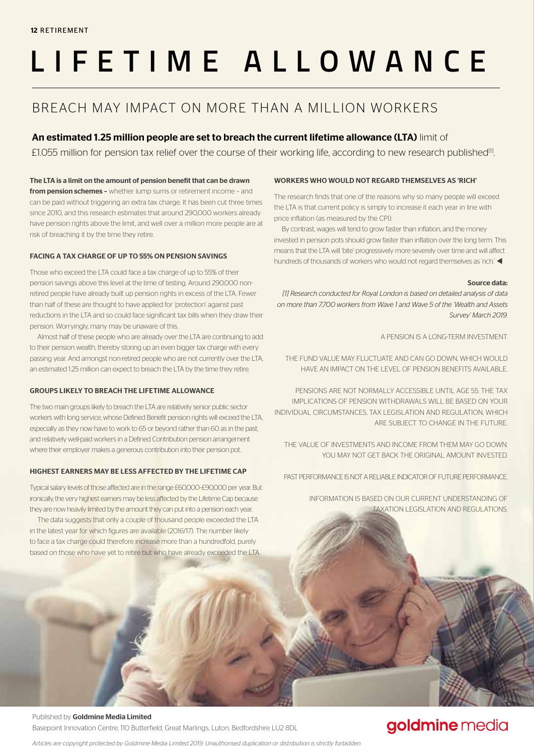# LIFETIME ALLOWANCE

## BREACH MAY IMPACT ON MORE THAN A MILLION WORKERS

**An estimated 1.25 million people are set to breach the current lifetime allowance (LTA)** limit of £1.055 million for pension tax relief over the course of their working life, according to new research published[1].

**The LTA is a limit on the amount of pension benefit that can be drawn from pension schemes –** whether lump sums or retirement income – and can be paid without triggering an extra tax charge. It has been cut three times since 2010, and this research estimates that around 290,000 workers already have pension rights above the limit, and well over a million more people are at risk of breaching it by the time they retire.

### FACING A TAX CHARGE OF UP TO 55% ON PENSION SAVINGS

Those who exceed the LTA could face a tax charge of up to 55% of their pension savings above this level at the time of testing. Around 290,000 non-retired people have already built up pension rights in excess of the LTA. Fewer than half of these are thought to have applied for 'protection' against past reductions in the LTA and so could face significant tax bills when they draw their pension. Worryingly, many may be unaware of this.

Almost half of these people who are already over the LTA are continuing to add to their pension wealth, thereby storing up an even bigger tax charge with every passing year. And amongst non-retired people who are not currently over the LTA, an estimated 1.25 million can expect to breach the LTA by the time they retire.

### GROUPS LIKELY TO BREACH THE LIFETIME ALLOWANCE

The two main groups likely to breach the LTA are relatively senior public sector workers with long service, whose Defined Benefit pension rights will exceed the LTA, especially as they now have to work to 65 or beyond rather than 60 as in the past, and relatively well-paid workers in a Defined Contribution pension arrangement where their employer makes a generous contribution into their pension pot.

### HIGHEST EARNERS MAY BE LESS AFFECTED BY THE LIFETIME CAP

Typical salary levels of those affected are in the range £60,000–£90,000 per year. But ironically, the very highest earners may be less affected by the Lifetime Cap because they are now heavily limited by the amount they can put into a pension each year.

The data suggests that only a couple of thousand people exceeded the LTA in the latest year for which figures are available (2016/17). The number likely to face a tax charge could therefore increase more than a hundredfold, purely based on those who have yet to retire but who have already exceeded the LTA.

### WORKERS WHO WOULD NOT REGARD THEMSELVES AS 'RICH'

The research finds that one of the reasons why so many people will exceed the LTA is that current policy is simply to increase it each year in line with price inflation (as measured by the CPI).

By contrast, wages will tend to grow faster than inflation, and the money invested in pension pots should grow faster than inflation over the long term. This means that the LTA will 'bite' progressively more severely over time and will affect hundreds of thousands of workers who would not regard themselves as 'rich.' ◀

**Source data:**

*[1] Research conducted for Royal London is based on detailed analysis of data on more than 7,700 workers from Wave 1 and Wave 5 of the 'Wealth and Assets Survey' March 2019.*

A PENSION IS A LONG-TERM INVESTMENT.

THE FUND VALUE MAY FLUCTUATE AND CAN GO DOWN, WHICH WOULD HAVE AN IMPACT ON THE LEVEL OF PENSION BENEFITS AVAILABLE.

PENSIONS ARE NOT NORMALLY ACCESSIBLE UNTIL AGE 55. THE TAX IMPLICATIONS OF PENSION WITHDRAWALS WILL BE BASED ON YOUR INDIVIDUAL CIRCUMSTANCES, TAX LEGISLATION AND REGULATION, WHICH ARE SUBJECT TO CHANGE IN THE FUTURE.

THE VALUE OF INVESTMENTS AND INCOME FROM THEM MAY GO DOWN. YOU MAY NOT GET BACK THE ORIGINAL AMOUNT INVESTED.

PAST PERFORMANCE IS NOT A RELIABLE INDICATOR OF FUTURE PERFORMANCE.

INFORMATION IS BASED ON OUR CURRENT UNDERSTANDING OF TAXATION LEGISLATION AND REGULATIONS.

Published by **Goldmine Media Limited**
Basepoint Innovation Centre, 110 Butterfield, Great Marlings, Luton, Bedfordshire LU2 8DL

goldmine media

*Articles are copyright protected by Goldmine Media Limited 2019. Unauthorised duplication or distribution is strictly forbidden.*